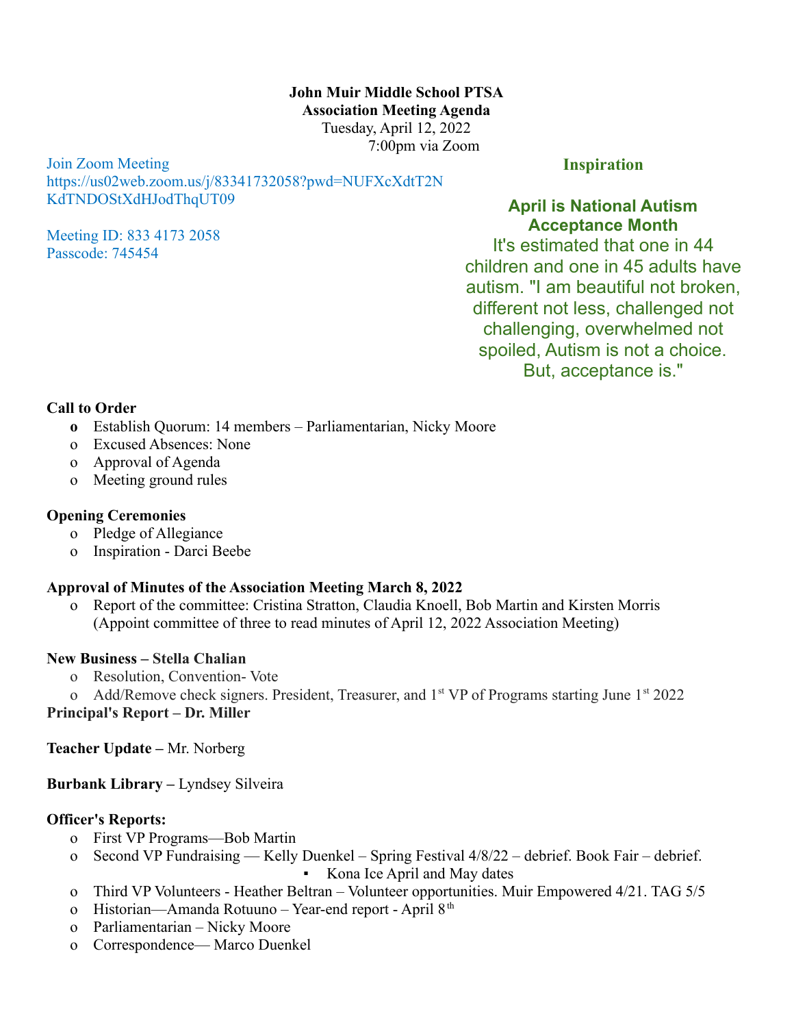**John Muir Middle School PTSA**
**Association Meeting Agenda**
Tuesday, April 12, 2022
7:00pm via Zoom

Join Zoom Meeting
https://us02web.zoom.us/j/83341732058?pwd=NUFXcXdtT2NKdTNDOStXdHJodThqUT09

Meeting ID: 833 4173 2058
Passcode: 745454

**Inspiration**

**April is National Autism Acceptance Month**
It's estimated that one in 44 children and one in 45 adults have autism. "I am beautiful not broken, different not less, challenged not challenging, overwhelmed not spoiled, Autism is not a choice. But, acceptance is."

**Call to Order**

- Establish Quorum: 14 members – Parliamentarian, Nicky Moore
- Excused Absences: None
- Approval of Agenda
- Meeting ground rules

**Opening Ceremonies**

- Pledge of Allegiance
- Inspiration - Darci Beebe

**Approval of Minutes of the Association Meeting March 8, 2022**

- Report of the committee: Cristina Stratton, Claudia Knoell, Bob Martin and Kirsten Morris (Appoint committee of three to read minutes of April 12, 2022 Association Meeting)

**New Business – Stella Chalian**

- Resolution, Convention- Vote
- Add/Remove check signers. President, Treasurer, and 1st VP of Programs starting June 1st 2022

**Principal's Report – Dr. Miller**

**Teacher Update –** Mr. Norberg

**Burbank Library –** Lyndsey Silveira

**Officer's Reports:**

- First VP Programs—Bob Martin
- Second VP Fundraising — Kelly Duenkel – Spring Festival 4/8/22 – debrief. Book Fair – debrief.
  - Kona Ice April and May dates
- Third VP Volunteers - Heather Beltran – Volunteer opportunities. Muir Empowered 4/21. TAG 5/5
- Historian—Amanda Rotuuno – Year-end report - April 8th
- Parliamentarian – Nicky Moore
- Correspondence— Marco Duenkel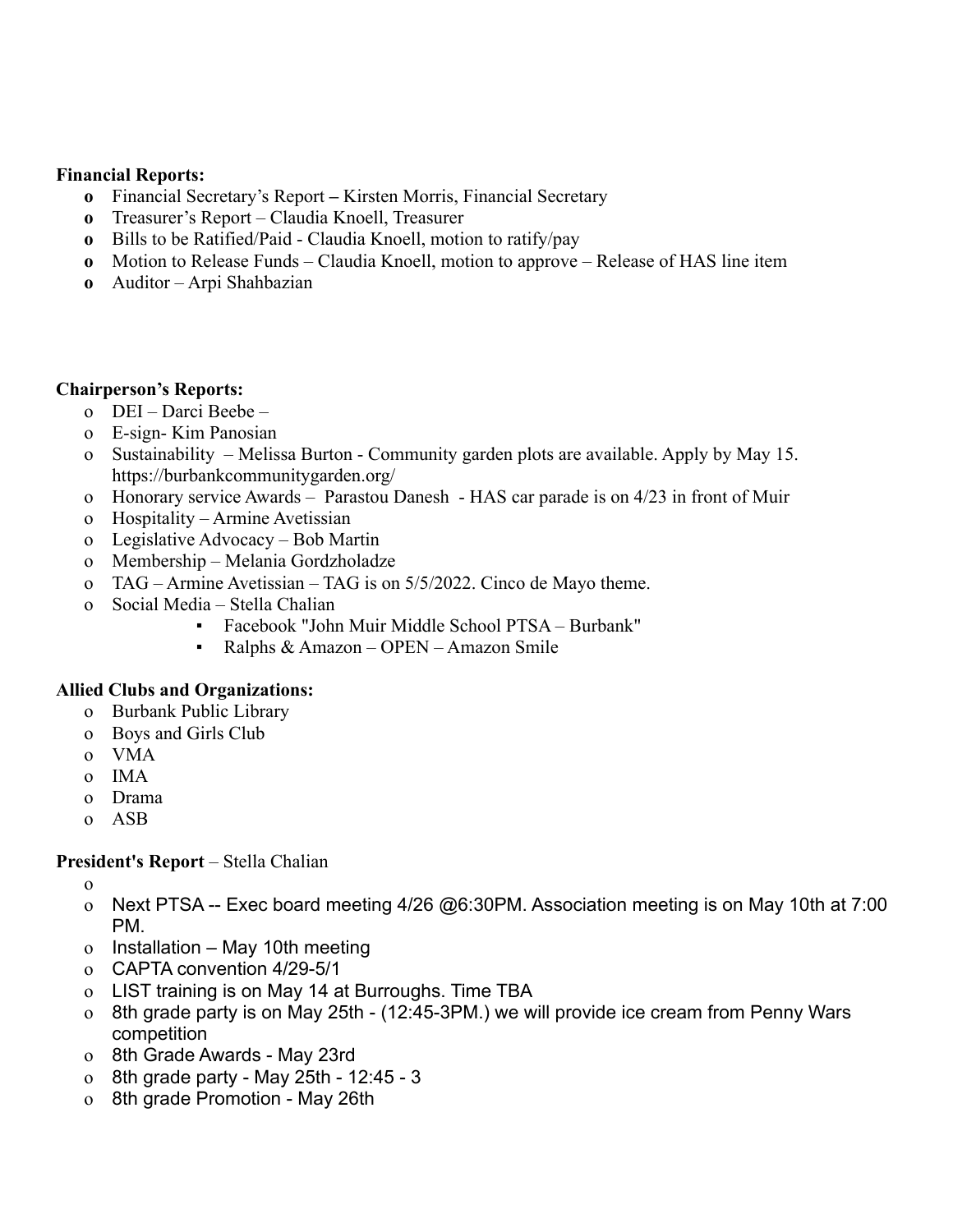**Financial Reports:**

- Financial Secretary's Report – Kirsten Morris, Financial Secretary
- Treasurer's Report – Claudia Knoell, Treasurer
- Bills to be Ratified/Paid - Claudia Knoell, motion to ratify/pay
- Motion to Release Funds – Claudia Knoell, motion to approve – Release of HAS line item
- Auditor – Arpi Shahbazian

**Chairperson's Reports:**

- DEI – Darci Beebe –
- E-sign- Kim Panosian
- Sustainability – Melissa Burton - Community garden plots are available. Apply by May 15. https://burbankcommunitygarden.org/
- Honorary service Awards – Parastou Danesh - HAS car parade is on 4/23 in front of Muir
- Hospitality – Armine Avetissian
- Legislative Advocacy – Bob Martin
- Membership – Melania Gordzholadze
- TAG – Armine Avetissian – TAG is on 5/5/2022. Cinco de Mayo theme.
- Social Media – Stella Chalian
    - Facebook "John Muir Middle School PTSA – Burbank"
    - Ralphs & Amazon – OPEN – Amazon Smile

**Allied Clubs and Organizations:**

- Burbank Public Library
- Boys and Girls Club
- VMA
- IMA
- Drama
- ASB

**President's Report** – Stella Chalian

- 
- Next PTSA -- Exec board meeting 4/26 @6:30PM. Association meeting is on May 10th at 7:00 PM.
- Installation – May 10th meeting
- CAPTA convention 4/29-5/1
- LIST training is on May 14 at Burroughs. Time TBA
- 8th grade party is on May 25th - (12:45-3PM.) we will provide ice cream from Penny Wars competition
- 8th Grade Awards - May 23rd
- 8th grade party - May 25th - 12:45 - 3
- 8th grade Promotion - May 26th